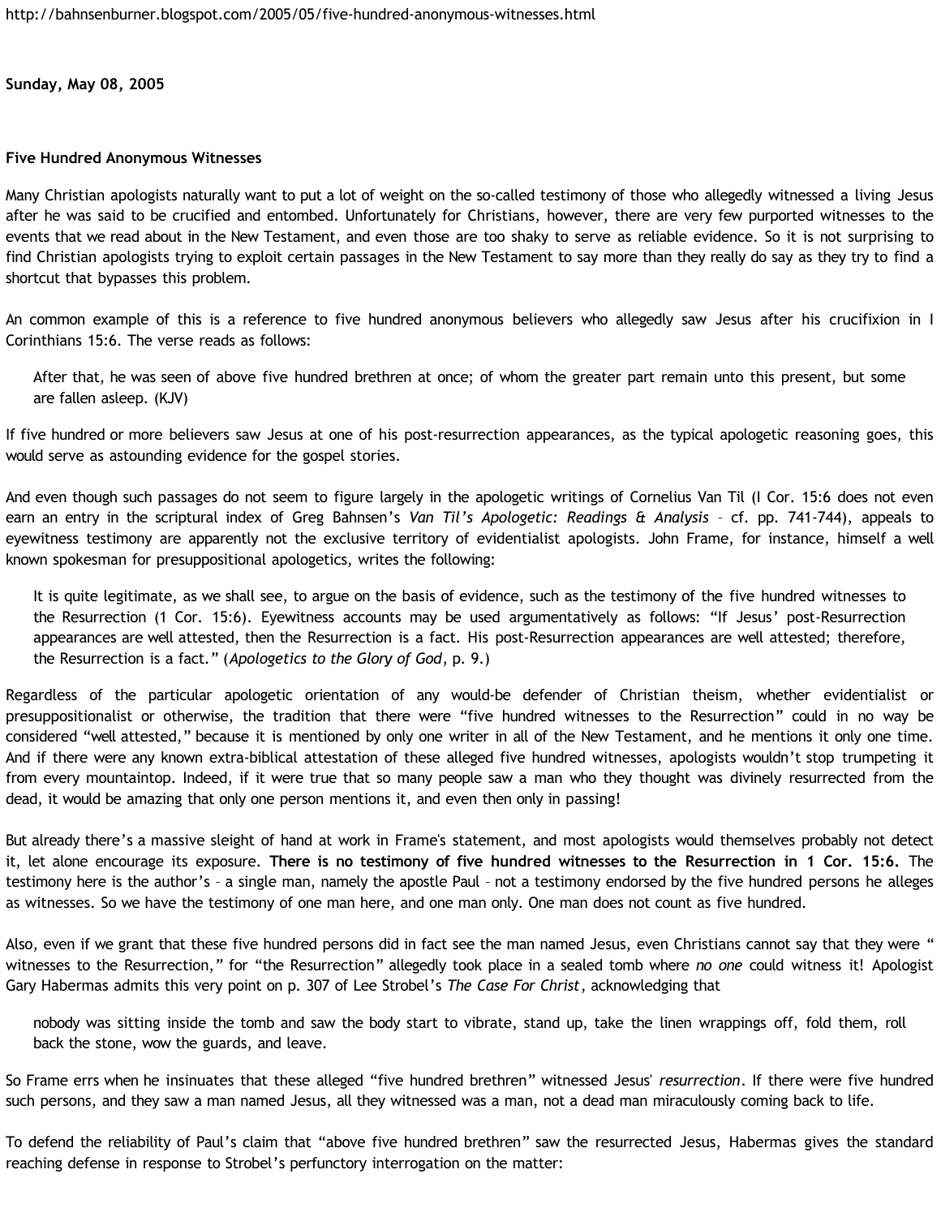http://bahnsenburner.blogspot.com/2005/05/five-hundred-anonymous-witnesses.html

**Sunday, May 08, 2005**

**Five Hundred Anonymous Witnesses**

Many Christian apologists naturally want to put a lot of weight on the so-called testimony of those who allegedly witnessed a living Jesus after he was said to be crucified and entombed. Unfortunately for Christians, however, there are very few purported witnesses to the events that we read about in the New Testament, and even those are too shaky to serve as reliable evidence. So it is not surprising to find Christian apologists trying to exploit certain passages in the New Testament to say more than they really do say as they try to find a shortcut that bypasses this problem.

An common example of this is a reference to five hundred anonymous believers who allegedly saw Jesus after his crucifixion in I Corinthians 15:6. The verse reads as follows:

> After that, he was seen of above five hundred brethren at once; of whom the greater part remain unto this present, but some are fallen asleep. (KJV)

If five hundred or more believers saw Jesus at one of his post-resurrection appearances, as the typical apologetic reasoning goes, this would serve as astounding evidence for the gospel stories.

And even though such passages do not seem to figure largely in the apologetic writings of Cornelius Van Til (I Cor. 15:6 does not even earn an entry in the scriptural index of Greg Bahnsen's *Van Til's Apologetic: Readings & Analysis* – cf. pp. 741-744), appeals to eyewitness testimony are apparently not the exclusive territory of evidentialist apologists. John Frame, for instance, himself a well known spokesman for presuppositional apologetics, writes the following:

> It is quite legitimate, as we shall see, to argue on the basis of evidence, such as the testimony of the five hundred witnesses to the Resurrection (1 Cor. 15:6). Eyewitness accounts may be used argumentatively as follows: "If Jesus' post-Resurrection appearances are well attested, then the Resurrection is a fact. His post-Resurrection appearances are well attested; therefore, the Resurrection is a fact." (*Apologetics to the Glory of God*, p. 9.)

Regardless of the particular apologetic orientation of any would-be defender of Christian theism, whether evidentialist or presuppositionalist or otherwise, the tradition that there were "five hundred witnesses to the Resurrection" could in no way be considered "well attested," because it is mentioned by only one writer in all of the New Testament, and he mentions it only one time. And if there were any known extra-biblical attestation of these alleged five hundred witnesses, apologists wouldn't stop trumpeting it from every mountaintop. Indeed, if it were true that so many people saw a man who they thought was divinely resurrected from the dead, it would be amazing that only one person mentions it, and even then only in passing!

But already there's a massive sleight of hand at work in Frame's statement, and most apologists would themselves probably not detect it, let alone encourage its exposure. **There is no testimony of five hundred witnesses to the Resurrection in 1 Cor. 15:6.** The testimony here is the author's – a single man, namely the apostle Paul – not a testimony endorsed by the five hundred persons he alleges as witnesses. So we have the testimony of one man here, and one man only. One man does not count as five hundred.

Also, even if we grant that these five hundred persons did in fact see the man named Jesus, even Christians cannot say that they were "witnesses to the Resurrection," for "the Resurrection" allegedly took place in a sealed tomb where *no one* could witness it! Apologist Gary Habermas admits this very point on p. 307 of Lee Strobel's *The Case For Christ*, acknowledging that

> nobody was sitting inside the tomb and saw the body start to vibrate, stand up, take the linen wrappings off, fold them, roll back the stone, wow the guards, and leave.

So Frame errs when he insinuates that these alleged "five hundred brethren" witnessed Jesus' *resurrection*. If there were five hundred such persons, and they saw a man named Jesus, all they witnessed was a man, not a dead man miraculously coming back to life.

To defend the reliability of Paul's claim that "above five hundred brethren" saw the resurrected Jesus, Habermas gives the standard reaching defense in response to Strobel's perfunctory interrogation on the matter: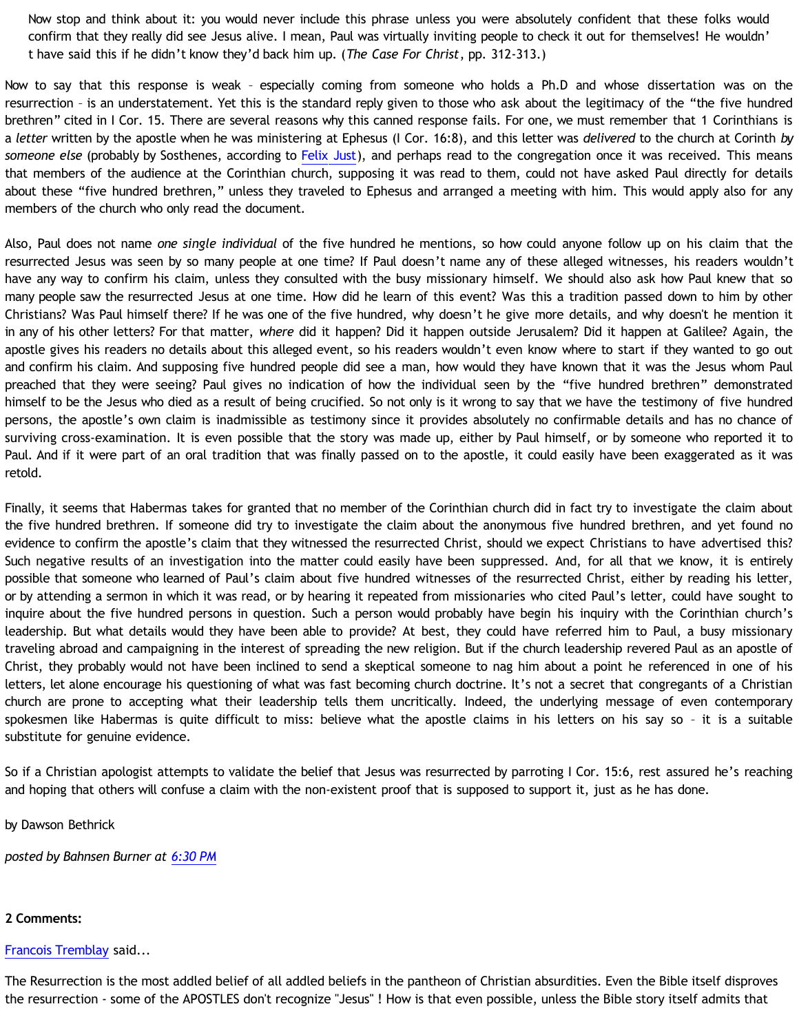> Now stop and think about it: you would never include this phrase unless you were absolutely confident that these folks would confirm that they really did see Jesus alive. I mean, Paul was virtually inviting people to check it out for themselves! He wouldn't have said this if he didn't know they'd back him up. (*The Case For Christ*, pp. 312-313.)

Now to say that this response is weak – especially coming from someone who holds a Ph.D and whose dissertation was on the resurrection – is an understatement. Yet this is the standard reply given to those who ask about the legitimacy of the "the five hundred brethren" cited in I Cor. 15. There are several reasons why this canned response fails. For one, we must remember that 1 Corinthians is a *letter* written by the apostle when he was ministering at Ephesus (I Cor. 16:8), and this letter was *delivered* to the church at Corinth *by someone else* (probably by Sosthenes, according to Felix Just), and perhaps read to the congregation once it was received. This means that members of the audience at the Corinthian church, supposing it was read to them, could not have asked Paul directly for details about these "five hundred brethren," unless they traveled to Ephesus and arranged a meeting with him. This would apply also for any members of the church who only read the document.

Also, Paul does not name *one single individual* of the five hundred he mentions, so how could anyone follow up on his claim that the resurrected Jesus was seen by so many people at one time? If Paul doesn't name any of these alleged witnesses, his readers wouldn't have any way to confirm his claim, unless they consulted with the busy missionary himself. We should also ask how Paul knew that so many people saw the resurrected Jesus at one time. How did he learn of this event? Was this a tradition passed down to him by other Christians? Was Paul himself there? If he was one of the five hundred, why doesn't he give more details, and why doesn't he mention it in any of his other letters? For that matter, *where* did it happen? Did it happen outside Jerusalem? Did it happen at Galilee? Again, the apostle gives his readers no details about this alleged event, so his readers wouldn't even know where to start if they wanted to go out and confirm his claim. And supposing five hundred people did see a man, how would they have known that it was the Jesus whom Paul preached that they were seeing? Paul gives no indication of how the individual seen by the "five hundred brethren" demonstrated himself to be the Jesus who died as a result of being crucified. So not only is it wrong to say that we have the testimony of five hundred persons, the apostle's own claim is inadmissible as testimony since it provides absolutely no confirmable details and has no chance of surviving cross-examination. It is even possible that the story was made up, either by Paul himself, or by someone who reported it to Paul. And if it were part of an oral tradition that was finally passed on to the apostle, it could easily have been exaggerated as it was retold.

Finally, it seems that Habermas takes for granted that no member of the Corinthian church did in fact try to investigate the claim about the five hundred brethren. If someone did try to investigate the claim about the anonymous five hundred brethren, and yet found no evidence to confirm the apostle's claim that they witnessed the resurrected Christ, should we expect Christians to have advertised this? Such negative results of an investigation into the matter could easily have been suppressed. And, for all that we know, it is entirely possible that someone who learned of Paul's claim about five hundred witnesses of the resurrected Christ, either by reading his letter, or by attending a sermon in which it was read, or by hearing it repeated from missionaries who cited Paul's letter, could have sought to inquire about the five hundred persons in question. Such a person would probably have begin his inquiry with the Corinthian church's leadership. But what details would they have been able to provide? At best, they could have referred him to Paul, a busy missionary traveling abroad and campaigning in the interest of spreading the new religion. But if the church leadership revered Paul as an apostle of Christ, they probably would not have been inclined to send a skeptical someone to nag him about a point he referenced in one of his letters, let alone encourage his questioning of what was fast becoming church doctrine. It's not a secret that congregants of a Christian church are prone to accepting what their leadership tells them uncritically. Indeed, the underlying message of even contemporary spokesmen like Habermas is quite difficult to miss: believe what the apostle claims in his letters on his say so – it is a suitable substitute for genuine evidence.

So if a Christian apologist attempts to validate the belief that Jesus was resurrected by parroting I Cor. 15:6, rest assured he's reaching and hoping that others will confuse a claim with the non-existent proof that is supposed to support it, just as he has done.

by Dawson Bethrick

*posted by Bahnsen Burner at 6:30 PM*

**2 Comments:**

Francois Tremblay said...

The Resurrection is the most addled belief of all addled beliefs in the pantheon of Christian absurdities. Even the Bible itself disproves the resurrection - some of the APOSTLES don't recognize "Jesus" ! How is that even possible, unless the Bible story itself admits that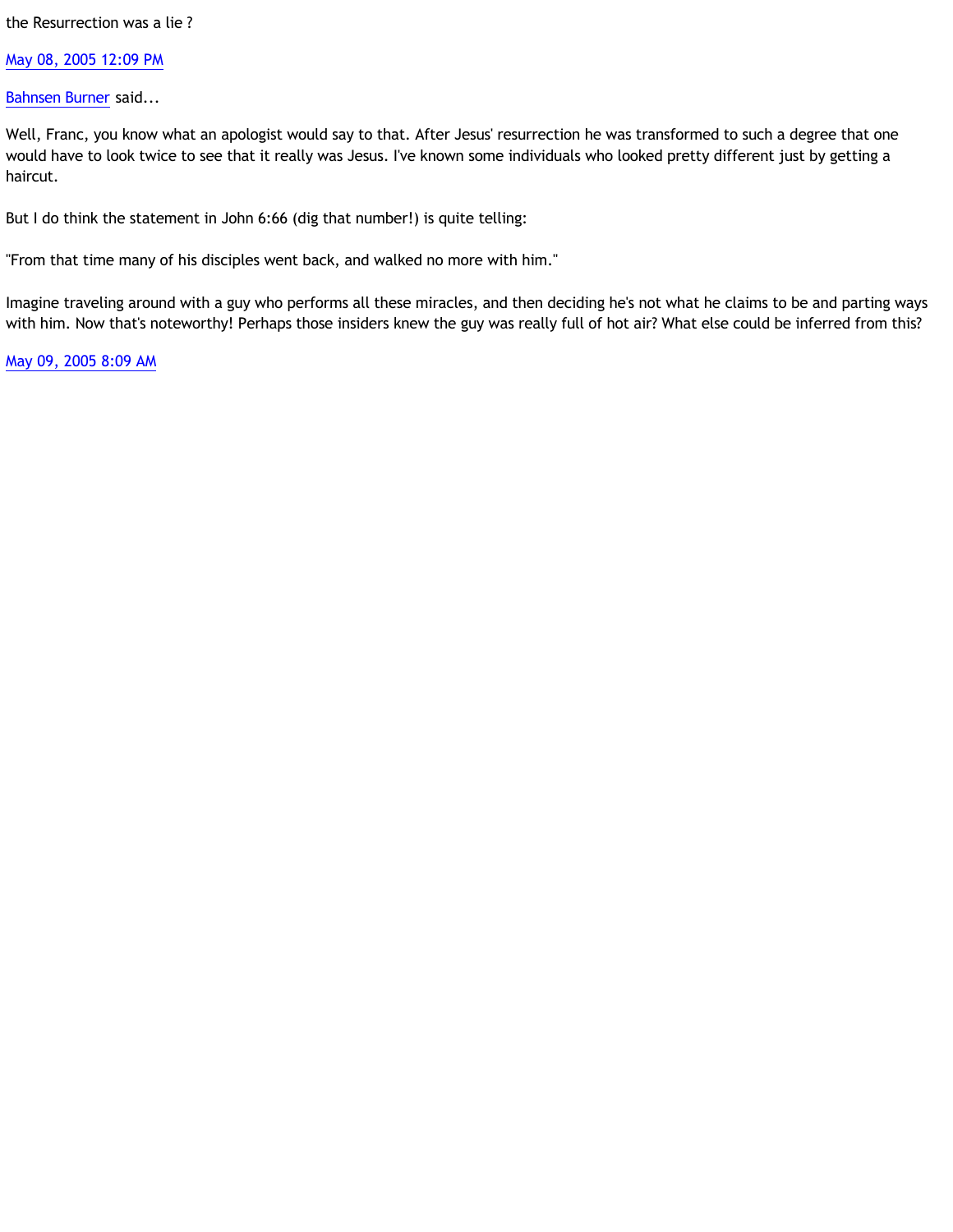the Resurrection was a lie ?

May 08, 2005 12:09 PM

Bahnsen Burner said...

Well, Franc, you know what an apologist would say to that. After Jesus' resurrection he was transformed to such a degree that one would have to look twice to see that it really was Jesus. I've known some individuals who looked pretty different just by getting a haircut.

But I do think the statement in John 6:66 (dig that number!) is quite telling:

"From that time many of his disciples went back, and walked no more with him."

Imagine traveling around with a guy who performs all these miracles, and then deciding he's not what he claims to be and parting ways with him. Now that's noteworthy! Perhaps those insiders knew the guy was really full of hot air? What else could be inferred from this?

May 09, 2005 8:09 AM